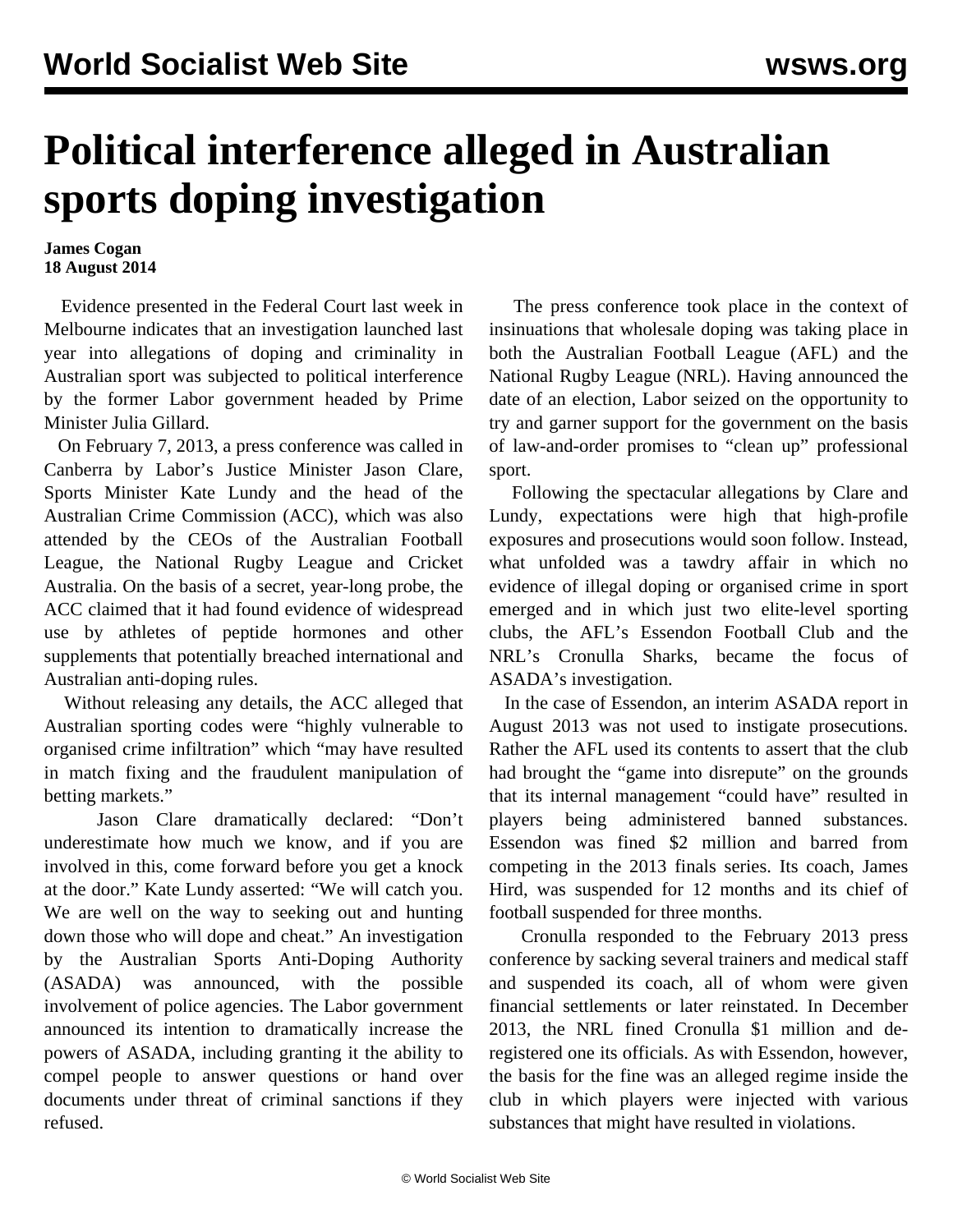# Political interference alleged in Australian sports doping investigation

**James Cogan**
**18 August 2014**

Evidence presented in the Federal Court last week in Melbourne indicates that an investigation launched last year into allegations of doping and criminality in Australian sport was subjected to political interference by the former Labor government headed by Prime Minister Julia Gillard.

On February 7, 2013, a press conference was called in Canberra by Labor's Justice Minister Jason Clare, Sports Minister Kate Lundy and the head of the Australian Crime Commission (ACC), which was also attended by the CEOs of the Australian Football League, the National Rugby League and Cricket Australia. On the basis of a secret, year-long probe, the ACC claimed that it had found evidence of widespread use by athletes of peptide hormones and other supplements that potentially breached international and Australian anti-doping rules.

Without releasing any details, the ACC alleged that Australian sporting codes were "highly vulnerable to organised crime infiltration" which "may have resulted in match fixing and the fraudulent manipulation of betting markets."

Jason Clare dramatically declared: "Don't underestimate how much we know, and if you are involved in this, come forward before you get a knock at the door." Kate Lundy asserted: "We will catch you. We are well on the way to seeking out and hunting down those who will dope and cheat." An investigation by the Australian Sports Anti-Doping Authority (ASADA) was announced, with the possible involvement of police agencies. The Labor government announced its intention to dramatically increase the powers of ASADA, including granting it the ability to compel people to answer questions or hand over documents under threat of criminal sanctions if they refused.

The press conference took place in the context of insinuations that wholesale doping was taking place in both the Australian Football League (AFL) and the National Rugby League (NRL). Having announced the date of an election, Labor seized on the opportunity to try and garner support for the government on the basis of law-and-order promises to "clean up" professional sport.

Following the spectacular allegations by Clare and Lundy, expectations were high that high-profile exposures and prosecutions would soon follow. Instead, what unfolded was a tawdry affair in which no evidence of illegal doping or organised crime in sport emerged and in which just two elite-level sporting clubs, the AFL's Essendon Football Club and the NRL's Cronulla Sharks, became the focus of ASADA's investigation.

In the case of Essendon, an interim ASADA report in August 2013 was not used to instigate prosecutions. Rather the AFL used its contents to assert that the club had brought the "game into disrepute" on the grounds that its internal management "could have" resulted in players being administered banned substances. Essendon was fined $2 million and barred from competing in the 2013 finals series. Its coach, James Hird, was suspended for 12 months and its chief of football suspended for three months.

Cronulla responded to the February 2013 press conference by sacking several trainers and medical staff and suspended its coach, all of whom were given financial settlements or later reinstated. In December 2013, the NRL fined Cronulla $1 million and de-registered one its officials. As with Essendon, however, the basis for the fine was an alleged regime inside the club in which players were injected with various substances that might have resulted in violations.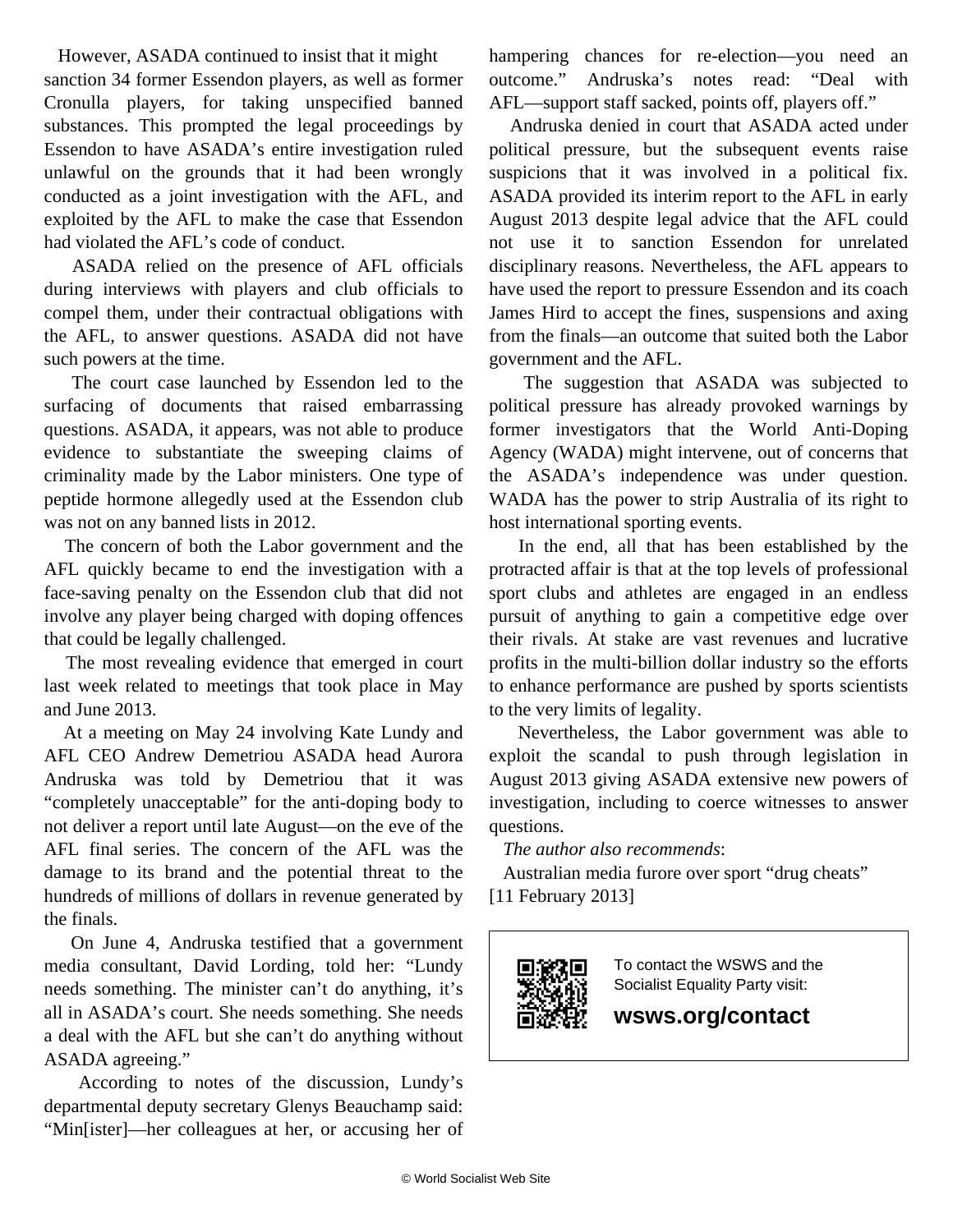However, ASADA continued to insist that it might sanction 34 former Essendon players, as well as former Cronulla players, for taking unspecified banned substances. This prompted the legal proceedings by Essendon to have ASADA's entire investigation ruled unlawful on the grounds that it had been wrongly conducted as a joint investigation with the AFL, and exploited by the AFL to make the case that Essendon had violated the AFL's code of conduct.

ASADA relied on the presence of AFL officials during interviews with players and club officials to compel them, under their contractual obligations with the AFL, to answer questions. ASADA did not have such powers at the time.

The court case launched by Essendon led to the surfacing of documents that raised embarrassing questions. ASADA, it appears, was not able to produce evidence to substantiate the sweeping claims of criminality made by the Labor ministers. One type of peptide hormone allegedly used at the Essendon club was not on any banned lists in 2012.

The concern of both the Labor government and the AFL quickly became to end the investigation with a face-saving penalty on the Essendon club that did not involve any player being charged with doping offences that could be legally challenged.

The most revealing evidence that emerged in court last week related to meetings that took place in May and June 2013.

At a meeting on May 24 involving Kate Lundy and AFL CEO Andrew Demetriou ASADA head Aurora Andruska was told by Demetriou that it was "completely unacceptable" for the anti-doping body to not deliver a report until late August—on the eve of the AFL final series. The concern of the AFL was the damage to its brand and the potential threat to the hundreds of millions of dollars in revenue generated by the finals.

On June 4, Andruska testified that a government media consultant, David Lording, told her: "Lundy needs something. The minister can't do anything, it's all in ASADA's court. She needs something. She needs a deal with the AFL but she can't do anything without ASADA agreeing."

According to notes of the discussion, Lundy's departmental deputy secretary Glenys Beauchamp said: "Min[ister]—her colleagues at her, or accusing her of hampering chances for re-election—you need an outcome." Andruska's notes read: "Deal with AFL—support staff sacked, points off, players off."

Andruska denied in court that ASADA acted under political pressure, but the subsequent events raise suspicions that it was involved in a political fix. ASADA provided its interim report to the AFL in early August 2013 despite legal advice that the AFL could not use it to sanction Essendon for unrelated disciplinary reasons. Nevertheless, the AFL appears to have used the report to pressure Essendon and its coach James Hird to accept the fines, suspensions and axing from the finals—an outcome that suited both the Labor government and the AFL.

The suggestion that ASADA was subjected to political pressure has already provoked warnings by former investigators that the World Anti-Doping Agency (WADA) might intervene, out of concerns that the ASADA's independence was under question. WADA has the power to strip Australia of its right to host international sporting events.

In the end, all that has been established by the protracted affair is that at the top levels of professional sport clubs and athletes are engaged in an endless pursuit of anything to gain a competitive edge over their rivals. At stake are vast revenues and lucrative profits in the multi-billion dollar industry so the efforts to enhance performance are pushed by sports scientists to the very limits of legality.

Nevertheless, the Labor government was able to exploit the scandal to push through legislation in August 2013 giving ASADA extensive new powers of investigation, including to coerce witnesses to answer questions.

*The author also recommends*:

Australian media furore over sport "drug cheats" [11 February 2013]

To contact the WSWS and the Socialist Equality Party visit:

**wsws.org/contact**